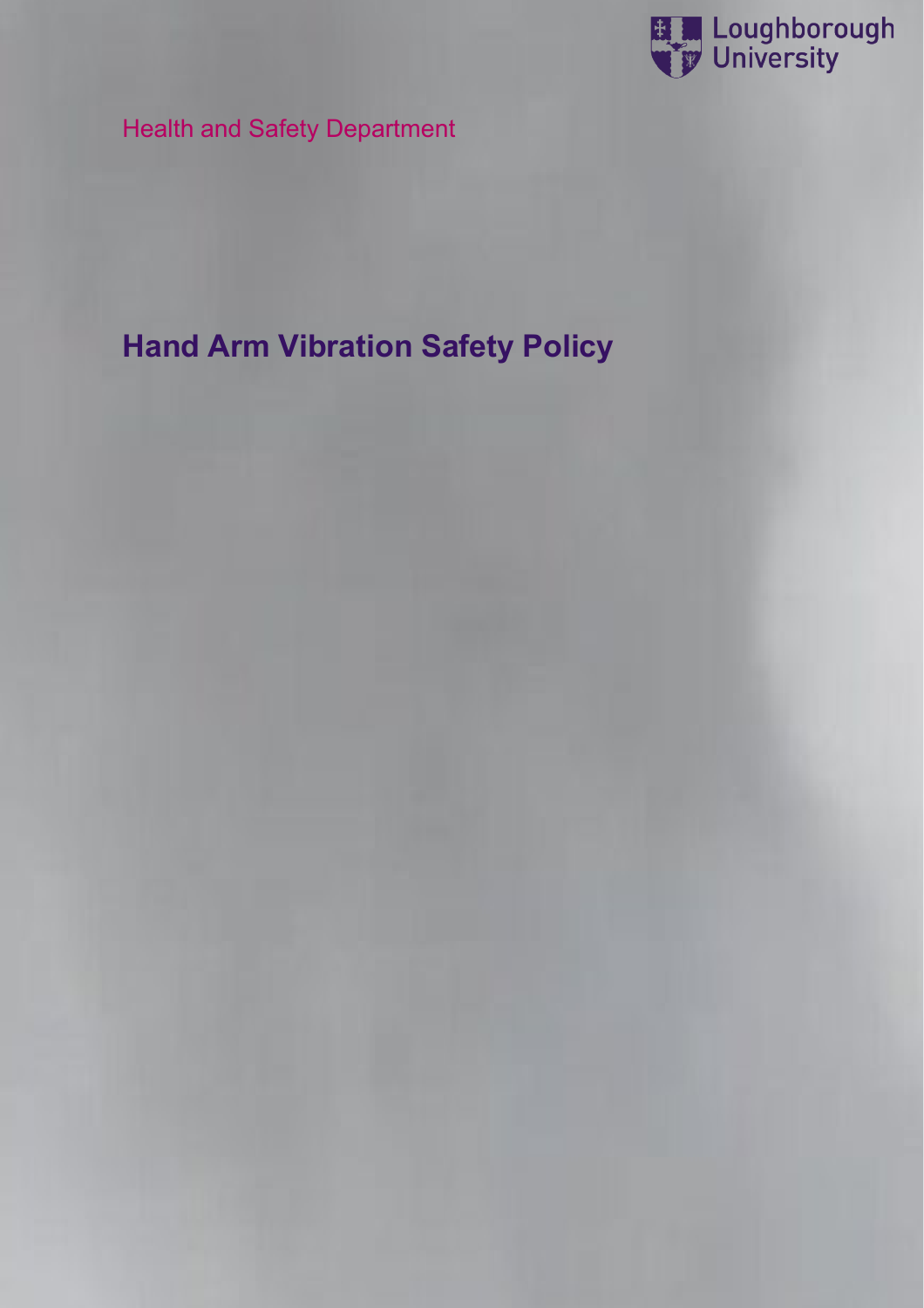Loughborough University

Health and Safety Department

# Hand Arm Vibration Safety Policy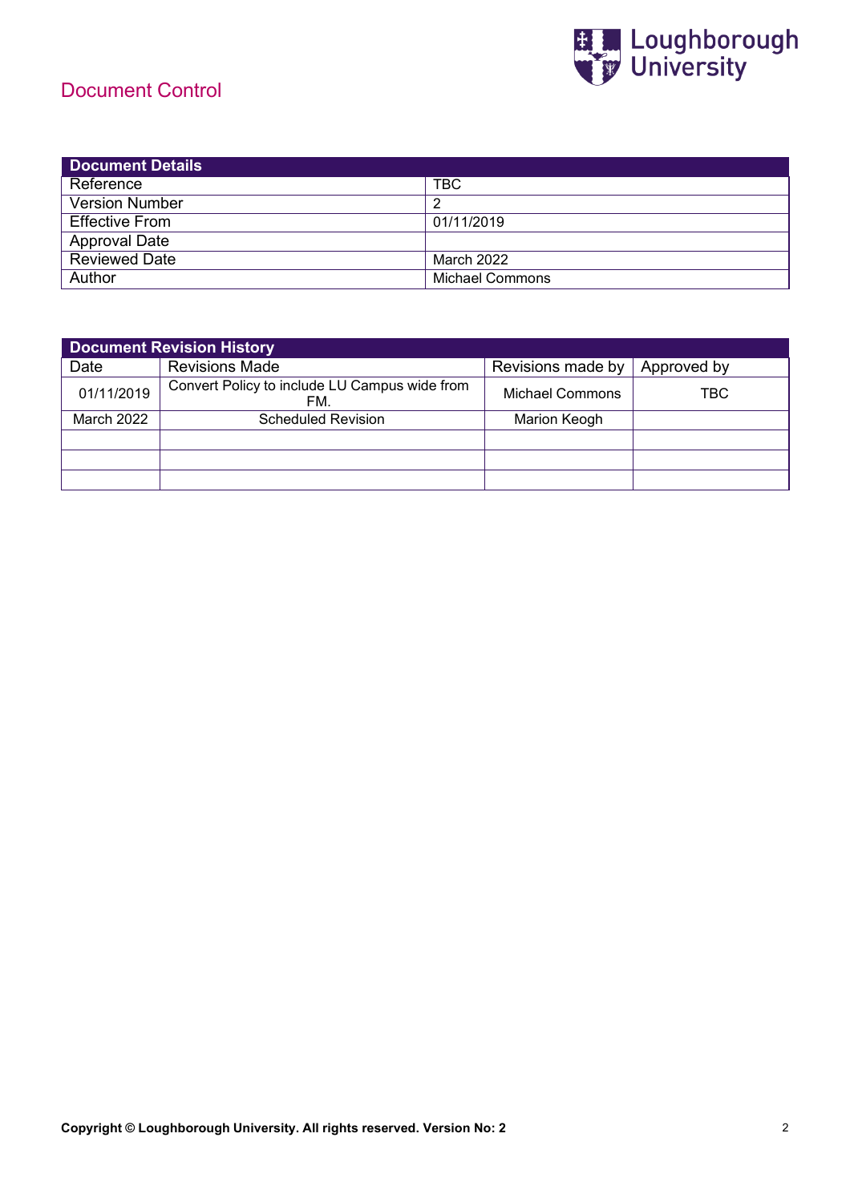# Document Control

| Document Details | |
|---|---|
| Reference | TBC |
| Version Number | 2 |
| Effective From | 01/11/2019 |
| Approval Date | |
| Reviewed Date | March 2022 |
| Author | Michael Commons |

| Document Revision History | | | |
|---|---|---|---|
| Date | Revisions Made | Revisions made by | Approved by |
| 01/11/2019 | Convert Policy to include LU Campus wide from FM. | Michael Commons | TBC |
| March 2022 | Scheduled Revision | Marion Keogh | |
| | | | |
| | | | |
| | | | |

**Copyright © Loughborough University. All rights reserved. Version No: 2**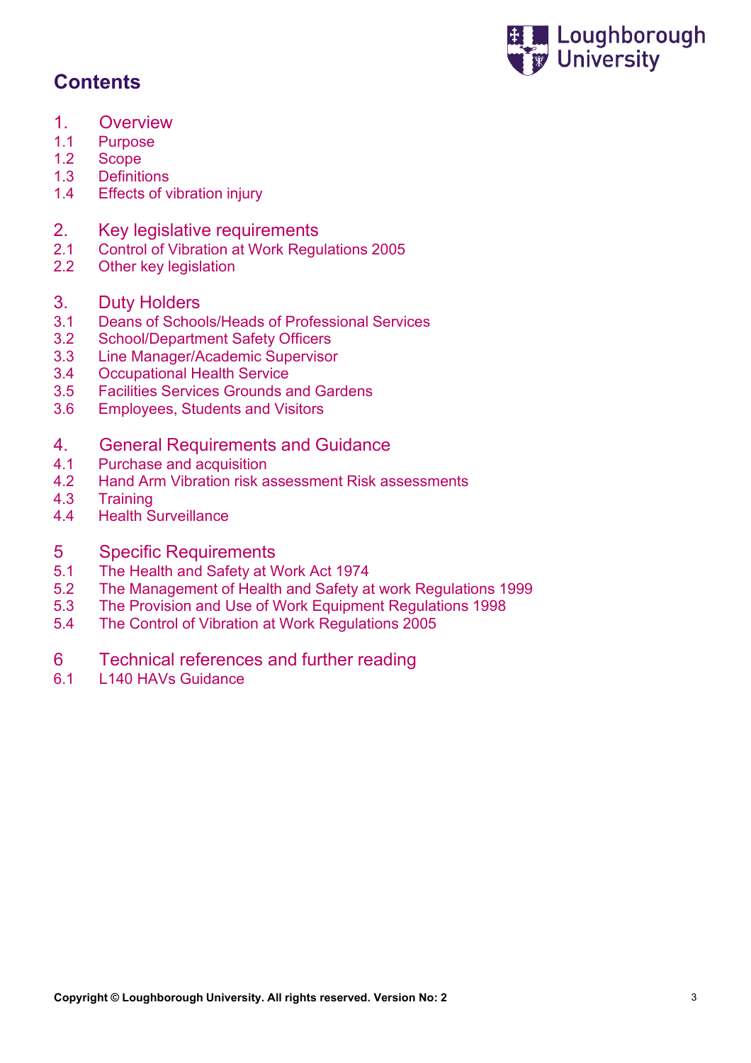## Contents

1. Overview
- 1.1 Purpose
- 1.2 Scope
- 1.3 Definitions
- 1.4 Effects of vibration injury

2. Key legislative requirements
- 2.1 Control of Vibration at Work Regulations 2005
- 2.2 Other key legislation

3. Duty Holders
- 3.1 Deans of Schools/Heads of Professional Services
- 3.2 School/Department Safety Officers
- 3.3 Line Manager/Academic Supervisor
- 3.4 Occupational Health Service
- 3.5 Facilities Services Grounds and Gardens
- 3.6 Employees, Students and Visitors

4. General Requirements and Guidance
- 4.1 Purchase and acquisition
- 4.2 Hand Arm Vibration risk assessment Risk assessments
- 4.3 Training
- 4.4 Health Surveillance

5 Specific Requirements
- 5.1 The Health and Safety at Work Act 1974
- 5.2 The Management of Health and Safety at work Regulations 1999
- 5.3 The Provision and Use of Work Equipment Regulations 1998
- 5.4 The Control of Vibration at Work Regulations 2005

6 Technical references and further reading
- 6.1 L140 HAVs Guidance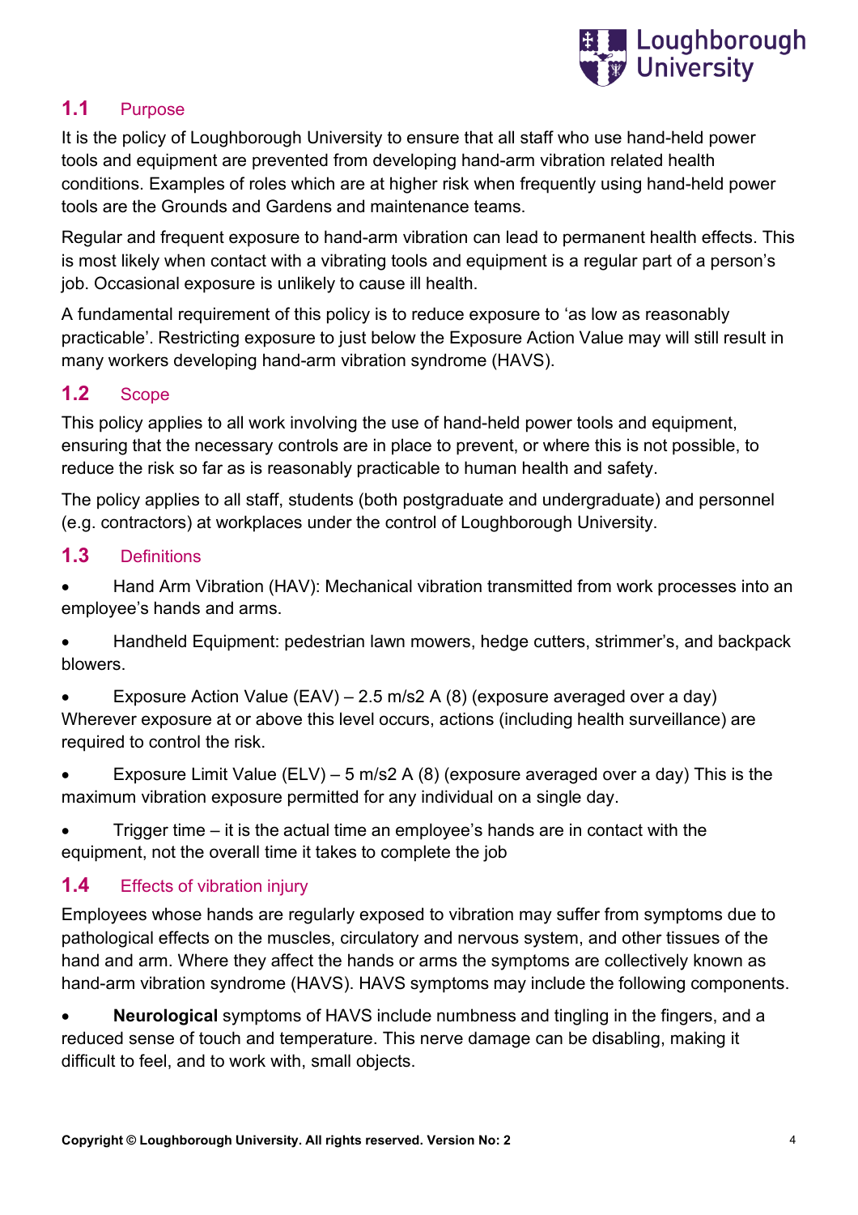## 1.1 Purpose

It is the policy of Loughborough University to ensure that all staff who use hand-held power tools and equipment are prevented from developing hand-arm vibration related health conditions. Examples of roles which are at higher risk when frequently using hand-held power tools are the Grounds and Gardens and maintenance teams.

Regular and frequent exposure to hand-arm vibration can lead to permanent health effects. This is most likely when contact with a vibrating tools and equipment is a regular part of a person's job. Occasional exposure is unlikely to cause ill health.

A fundamental requirement of this policy is to reduce exposure to 'as low as reasonably practicable'. Restricting exposure to just below the Exposure Action Value may will still result in many workers developing hand-arm vibration syndrome (HAVS).

## 1.2 Scope

This policy applies to all work involving the use of hand-held power tools and equipment, ensuring that the necessary controls are in place to prevent, or where this is not possible, to reduce the risk so far as is reasonably practicable to human health and safety.

The policy applies to all staff, students (both postgraduate and undergraduate) and personnel (e.g. contractors) at workplaces under the control of Loughborough University.

## 1.3 Definitions

- Hand Arm Vibration (HAV): Mechanical vibration transmitted from work processes into an employee's hands and arms.
- Handheld Equipment: pedestrian lawn mowers, hedge cutters, strimmer's, and backpack blowers.
- Exposure Action Value (EAV) – 2.5 m/s2 A (8) (exposure averaged over a day) Wherever exposure at or above this level occurs, actions (including health surveillance) are required to control the risk.
- Exposure Limit Value (ELV) – 5 m/s2 A (8) (exposure averaged over a day) This is the maximum vibration exposure permitted for any individual on a single day.
- Trigger time – it is the actual time an employee's hands are in contact with the equipment, not the overall time it takes to complete the job

## 1.4 Effects of vibration injury

Employees whose hands are regularly exposed to vibration may suffer from symptoms due to pathological effects on the muscles, circulatory and nervous system, and other tissues of the hand and arm. Where they affect the hands or arms the symptoms are collectively known as hand-arm vibration syndrome (HAVS). HAVS symptoms may include the following components.

- **Neurological** symptoms of HAVS include numbness and tingling in the fingers, and a reduced sense of touch and temperature. This nerve damage can be disabling, making it difficult to feel, and to work with, small objects.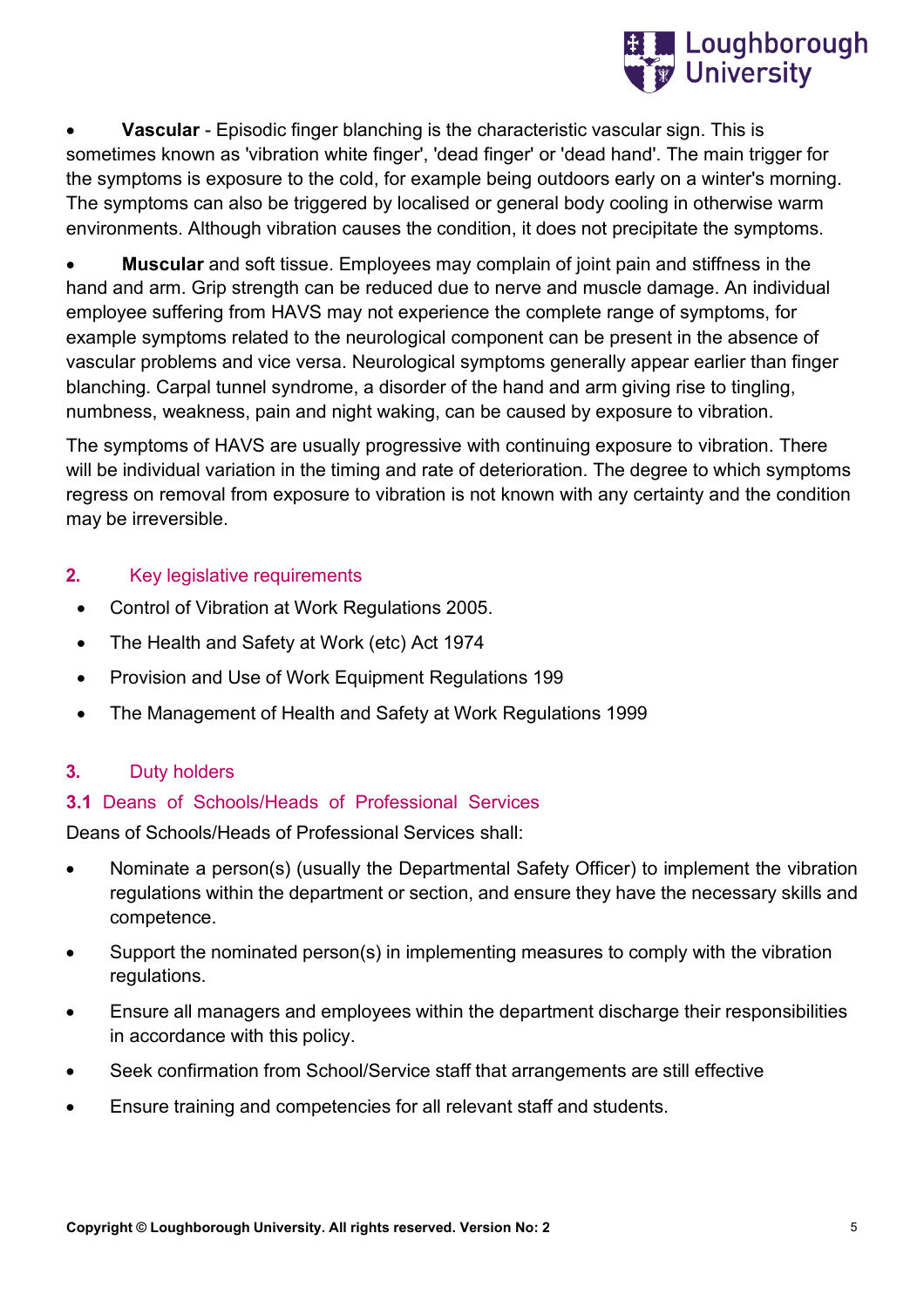- **Vascular** - Episodic finger blanching is the characteristic vascular sign. This is sometimes known as 'vibration white finger', 'dead finger' or 'dead hand'. The main trigger for the symptoms is exposure to the cold, for example being outdoors early on a winter's morning. The symptoms can also be triggered by localised or general body cooling in otherwise warm environments. Although vibration causes the condition, it does not precipitate the symptoms.

- **Muscular** and soft tissue. Employees may complain of joint pain and stiffness in the hand and arm. Grip strength can be reduced due to nerve and muscle damage. An individual employee suffering from HAVS may not experience the complete range of symptoms, for example symptoms related to the neurological component can be present in the absence of vascular problems and vice versa. Neurological symptoms generally appear earlier than finger blanching. Carpal tunnel syndrome, a disorder of the hand and arm giving rise to tingling, numbness, weakness, pain and night waking, can be caused by exposure to vibration.

The symptoms of HAVS are usually progressive with continuing exposure to vibration. There will be individual variation in the timing and rate of deterioration. The degree to which symptoms regress on removal from exposure to vibration is not known with any certainty and the condition may be irreversible.

## 2. Key legislative requirements

- Control of Vibration at Work Regulations 2005.
- The Health and Safety at Work (etc) Act 1974
- Provision and Use of Work Equipment Regulations 199
- The Management of Health and Safety at Work Regulations 1999

## 3. Duty holders

### 3.1 Deans of Schools/Heads of Professional Services

Deans of Schools/Heads of Professional Services shall:

- Nominate a person(s) (usually the Departmental Safety Officer) to implement the vibration regulations within the department or section, and ensure they have the necessary skills and competence.
- Support the nominated person(s) in implementing measures to comply with the vibration regulations.
- Ensure all managers and employees within the department discharge their responsibilities in accordance with this policy.
- Seek confirmation from School/Service staff that arrangements are still effective
- Ensure training and competencies for all relevant staff and students.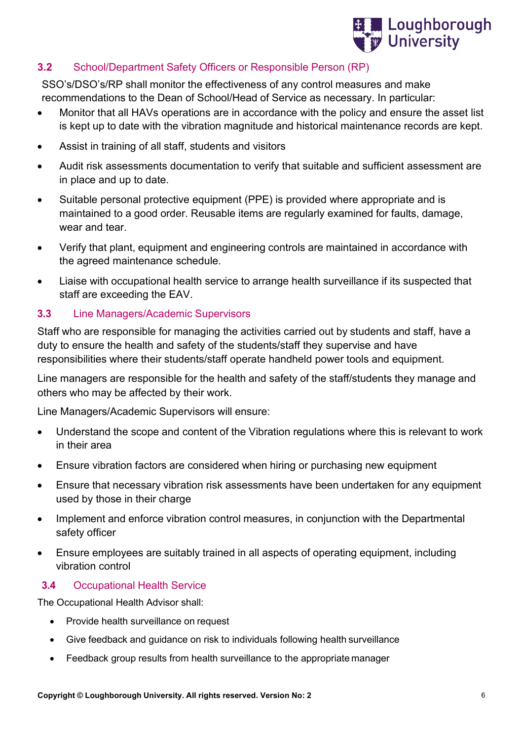### 3.2 School/Department Safety Officers or Responsible Person (RP)

SSO's/DSO's/RP shall monitor the effectiveness of any control measures and make recommendations to the Dean of School/Head of Service as necessary. In particular:

- Monitor that all HAVs operations are in accordance with the policy and ensure the asset list is kept up to date with the vibration magnitude and historical maintenance records are kept.
- Assist in training of all staff, students and visitors
- Audit risk assessments documentation to verify that suitable and sufficient assessment are in place and up to date.
- Suitable personal protective equipment (PPE) is provided where appropriate and is maintained to a good order. Reusable items are regularly examined for faults, damage, wear and tear.
- Verify that plant, equipment and engineering controls are maintained in accordance with the agreed maintenance schedule.
- Liaise with occupational health service to arrange health surveillance if its suspected that staff are exceeding the EAV.

### 3.3 Line Managers/Academic Supervisors

Staff who are responsible for managing the activities carried out by students and staff, have a duty to ensure the health and safety of the students/staff they supervise and have responsibilities where their students/staff operate handheld power tools and equipment.

Line managers are responsible for the health and safety of the staff/students they manage and others who may be affected by their work.

Line Managers/Academic Supervisors will ensure:

- Understand the scope and content of the Vibration regulations where this is relevant to work in their area
- Ensure vibration factors are considered when hiring or purchasing new equipment
- Ensure that necessary vibration risk assessments have been undertaken for any equipment used by those in their charge
- Implement and enforce vibration control measures, in conjunction with the Departmental safety officer
- Ensure employees are suitably trained in all aspects of operating equipment, including vibration control

### 3.4 Occupational Health Service

The Occupational Health Advisor shall:

- Provide health surveillance on request
- Give feedback and guidance on risk to individuals following health surveillance
- Feedback group results from health surveillance to the appropriate manager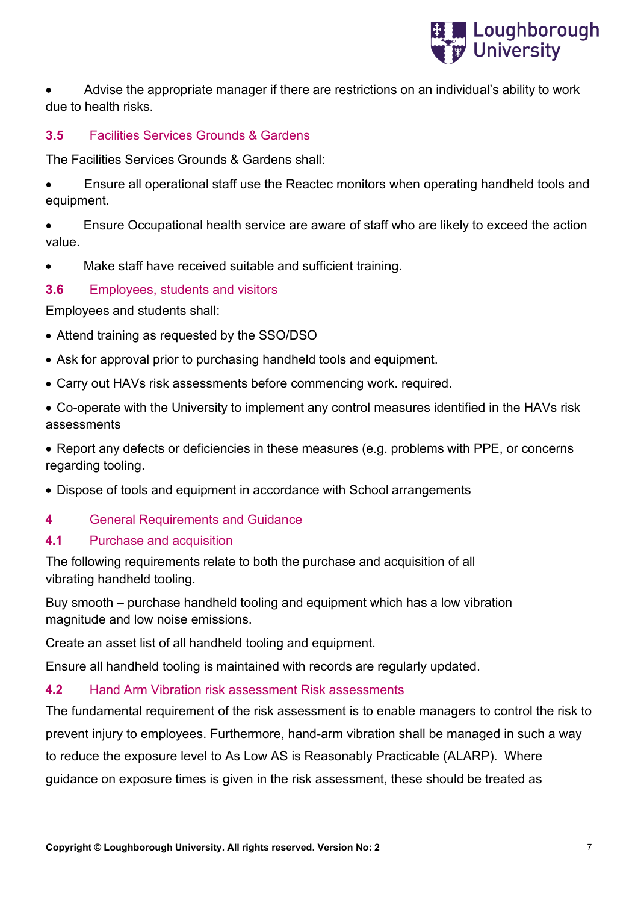- Advise the appropriate manager if there are restrictions on an individual's ability to work due to health risks.

### 3.5 Facilities Services Grounds & Gardens

The Facilities Services Grounds & Gardens shall:

- Ensure all operational staff use the Reactec monitors when operating handheld tools and equipment.
- Ensure Occupational health service are aware of staff who are likely to exceed the action value.
- Make staff have received suitable and sufficient training.

### 3.6 Employees, students and visitors

Employees and students shall:

- Attend training as requested by the SSO/DSO
- Ask for approval prior to purchasing handheld tools and equipment.
- Carry out HAVs risk assessments before commencing work. required.
- Co-operate with the University to implement any control measures identified in the HAVs risk assessments
- Report any defects or deficiencies in these measures (e.g. problems with PPE, or concerns regarding tooling.
- Dispose of tools and equipment in accordance with School arrangements

## 4 General Requirements and Guidance

### 4.1 Purchase and acquisition

The following requirements relate to both the purchase and acquisition of all vibrating handheld tooling.

Buy smooth – purchase handheld tooling and equipment which has a low vibration magnitude and low noise emissions.

Create an asset list of all handheld tooling and equipment.

Ensure all handheld tooling is maintained with records are regularly updated.

### 4.2 Hand Arm Vibration risk assessment Risk assessments

The fundamental requirement of the risk assessment is to enable managers to control the risk to prevent injury to employees. Furthermore, hand-arm vibration shall be managed in such a way to reduce the exposure level to As Low AS is Reasonably Practicable (ALARP). Where guidance on exposure times is given in the risk assessment, these should be treated as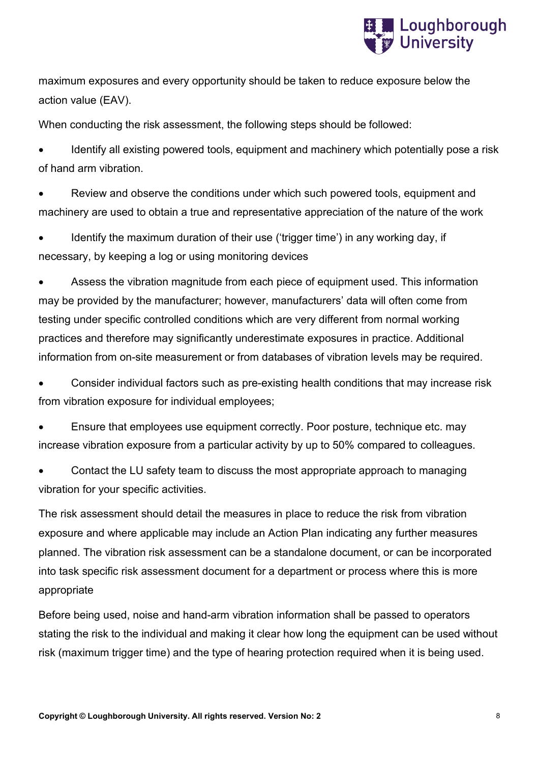maximum exposures and every opportunity should be taken to reduce exposure below the action value (EAV).

When conducting the risk assessment, the following steps should be followed:

- Identify all existing powered tools, equipment and machinery which potentially pose a risk of hand arm vibration.
- Review and observe the conditions under which such powered tools, equipment and machinery are used to obtain a true and representative appreciation of the nature of the work
- Identify the maximum duration of their use ('trigger time') in any working day, if necessary, by keeping a log or using monitoring devices
- Assess the vibration magnitude from each piece of equipment used. This information may be provided by the manufacturer; however, manufacturers' data will often come from testing under specific controlled conditions which are very different from normal working practices and therefore may significantly underestimate exposures in practice. Additional information from on-site measurement or from databases of vibration levels may be required.
- Consider individual factors such as pre-existing health conditions that may increase risk from vibration exposure for individual employees;
- Ensure that employees use equipment correctly. Poor posture, technique etc. may increase vibration exposure from a particular activity by up to 50% compared to colleagues.
- Contact the LU safety team to discuss the most appropriate approach to managing vibration for your specific activities.

The risk assessment should detail the measures in place to reduce the risk from vibration exposure and where applicable may include an Action Plan indicating any further measures planned. The vibration risk assessment can be a standalone document, or can be incorporated into task specific risk assessment document for a department or process where this is more appropriate

Before being used, noise and hand-arm vibration information shall be passed to operators stating the risk to the individual and making it clear how long the equipment can be used without risk (maximum trigger time) and the type of hearing protection required when it is being used.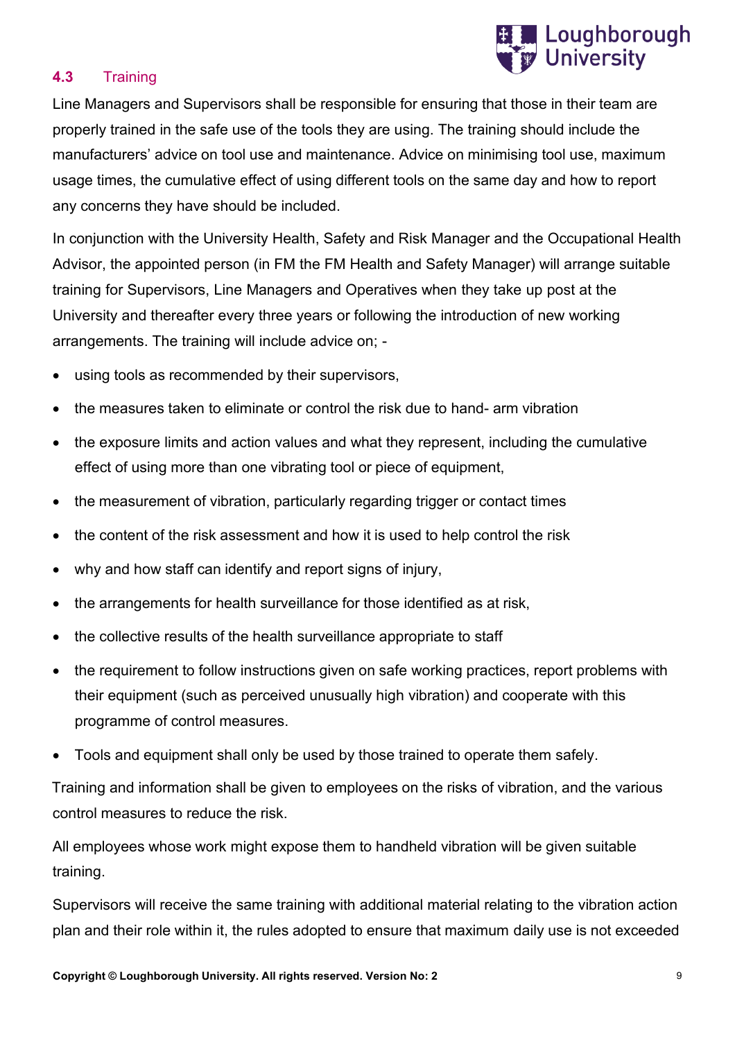### 4.3 Training

Line Managers and Supervisors shall be responsible for ensuring that those in their team are properly trained in the safe use of the tools they are using. The training should include the manufacturers' advice on tool use and maintenance. Advice on minimising tool use, maximum usage times, the cumulative effect of using different tools on the same day and how to report any concerns they have should be included.

In conjunction with the University Health, Safety and Risk Manager and the Occupational Health Advisor, the appointed person (in FM the FM Health and Safety Manager) will arrange suitable training for Supervisors, Line Managers and Operatives when they take up post at the University and thereafter every three years or following the introduction of new working arrangements. The training will include advice on; -

- using tools as recommended by their supervisors,
- the measures taken to eliminate or control the risk due to hand- arm vibration
- the exposure limits and action values and what they represent, including the cumulative effect of using more than one vibrating tool or piece of equipment,
- the measurement of vibration, particularly regarding trigger or contact times
- the content of the risk assessment and how it is used to help control the risk
- why and how staff can identify and report signs of injury,
- the arrangements for health surveillance for those identified as at risk,
- the collective results of the health surveillance appropriate to staff
- the requirement to follow instructions given on safe working practices, report problems with their equipment (such as perceived unusually high vibration) and cooperate with this programme of control measures.
- Tools and equipment shall only be used by those trained to operate them safely.

Training and information shall be given to employees on the risks of vibration, and the various control measures to reduce the risk.

All employees whose work might expose them to handheld vibration will be given suitable training.

Supervisors will receive the same training with additional material relating to the vibration action plan and their role within it, the rules adopted to ensure that maximum daily use is not exceeded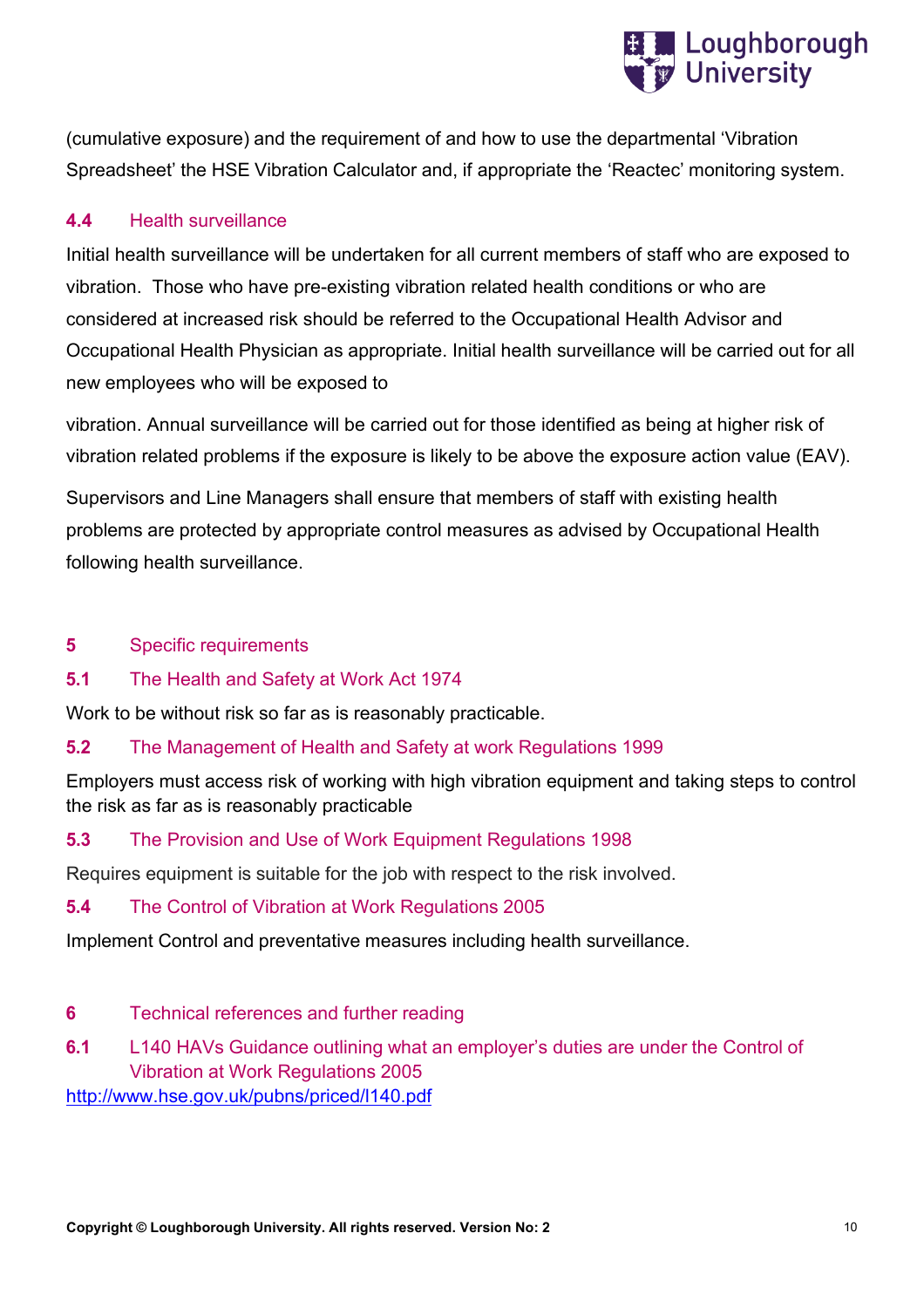(cumulative exposure) and the requirement of and how to use the departmental 'Vibration Spreadsheet' the HSE Vibration Calculator and, if appropriate the 'Reactec' monitoring system.

### 4.4 Health surveillance

Initial health surveillance will be undertaken for all current members of staff who are exposed to vibration. Those who have pre-existing vibration related health conditions or who are considered at increased risk should be referred to the Occupational Health Advisor and Occupational Health Physician as appropriate. Initial health surveillance will be carried out for all new employees who will be exposed to

vibration. Annual surveillance will be carried out for those identified as being at higher risk of vibration related problems if the exposure is likely to be above the exposure action value (EAV).

Supervisors and Line Managers shall ensure that members of staff with existing health problems are protected by appropriate control measures as advised by Occupational Health following health surveillance.

## 5 Specific requirements

### 5.1 The Health and Safety at Work Act 1974

Work to be without risk so far as is reasonably practicable.

### 5.2 The Management of Health and Safety at work Regulations 1999

Employers must access risk of working with high vibration equipment and taking steps to control the risk as far as is reasonably practicable

### 5.3 The Provision and Use of Work Equipment Regulations 1998

Requires equipment is suitable for the job with respect to the risk involved.

### 5.4 The Control of Vibration at Work Regulations 2005

Implement Control and preventative measures including health surveillance.

## 6 Technical references and further reading

### 6.1 L140 HAVs Guidance outlining what an employer's duties are under the Control of Vibration at Work Regulations 2005

http://www.hse.gov.uk/pubns/priced/l140.pdf